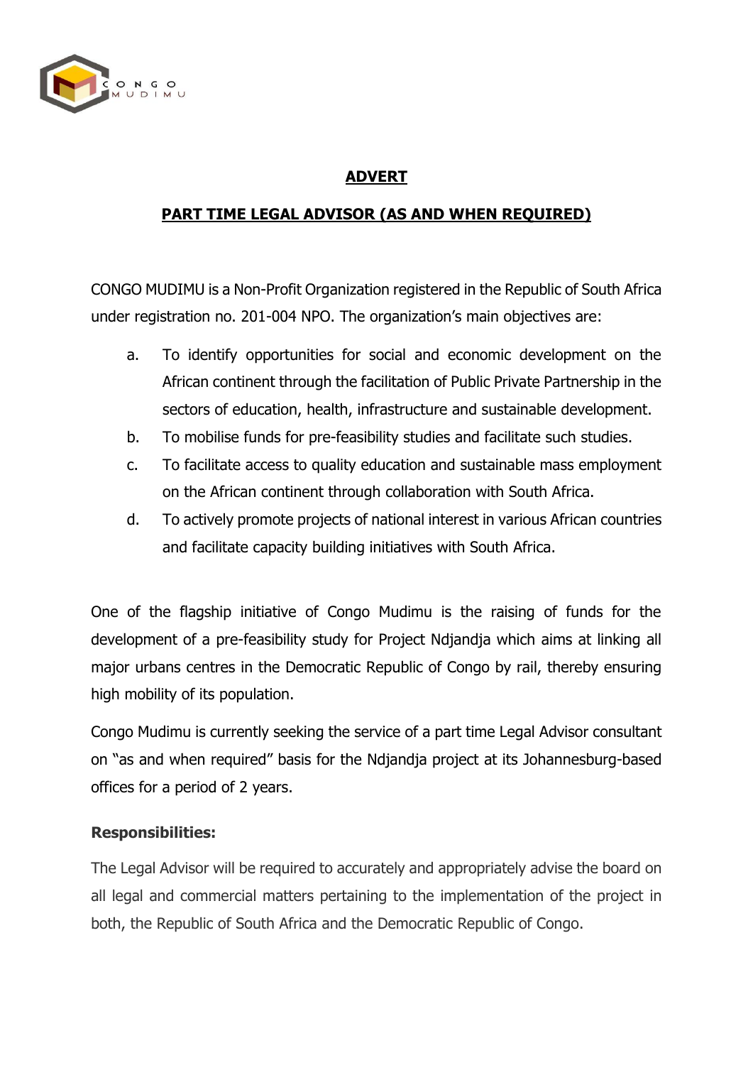# ADVERT

## PART TIME LEGAL ADVISOR (AS AND WHEN REQUIRED)

CONGO MUDIMU is a Non-Profit Organization registered in the Republic of South Africa under registration no. 201-004 NPO. The organization's main objectives are:

a. To identify opportunities for social and economic development on the African continent through the facilitation of Public Private Partnership in the sectors of education, health, infrastructure and sustainable development.
b. To mobilise funds for pre-feasibility studies and facilitate such studies.
c. To facilitate access to quality education and sustainable mass employment on the African continent through collaboration with South Africa.
d. To actively promote projects of national interest in various African countries and facilitate capacity building initiatives with South Africa.

One of the flagship initiative of Congo Mudimu is the raising of funds for the development of a pre-feasibility study for Project Ndjandja which aims at linking all major urbans centres in the Democratic Republic of Congo by rail, thereby ensuring high mobility of its population.

Congo Mudimu is currently seeking the service of a part time Legal Advisor consultant on "as and when required" basis for the Ndjandja project at its Johannesburg-based offices for a period of 2 years.

**Responsibilities:**

The Legal Advisor will be required to accurately and appropriately advise the board on all legal and commercial matters pertaining to the implementation of the project in both, the Republic of South Africa and the Democratic Republic of Congo.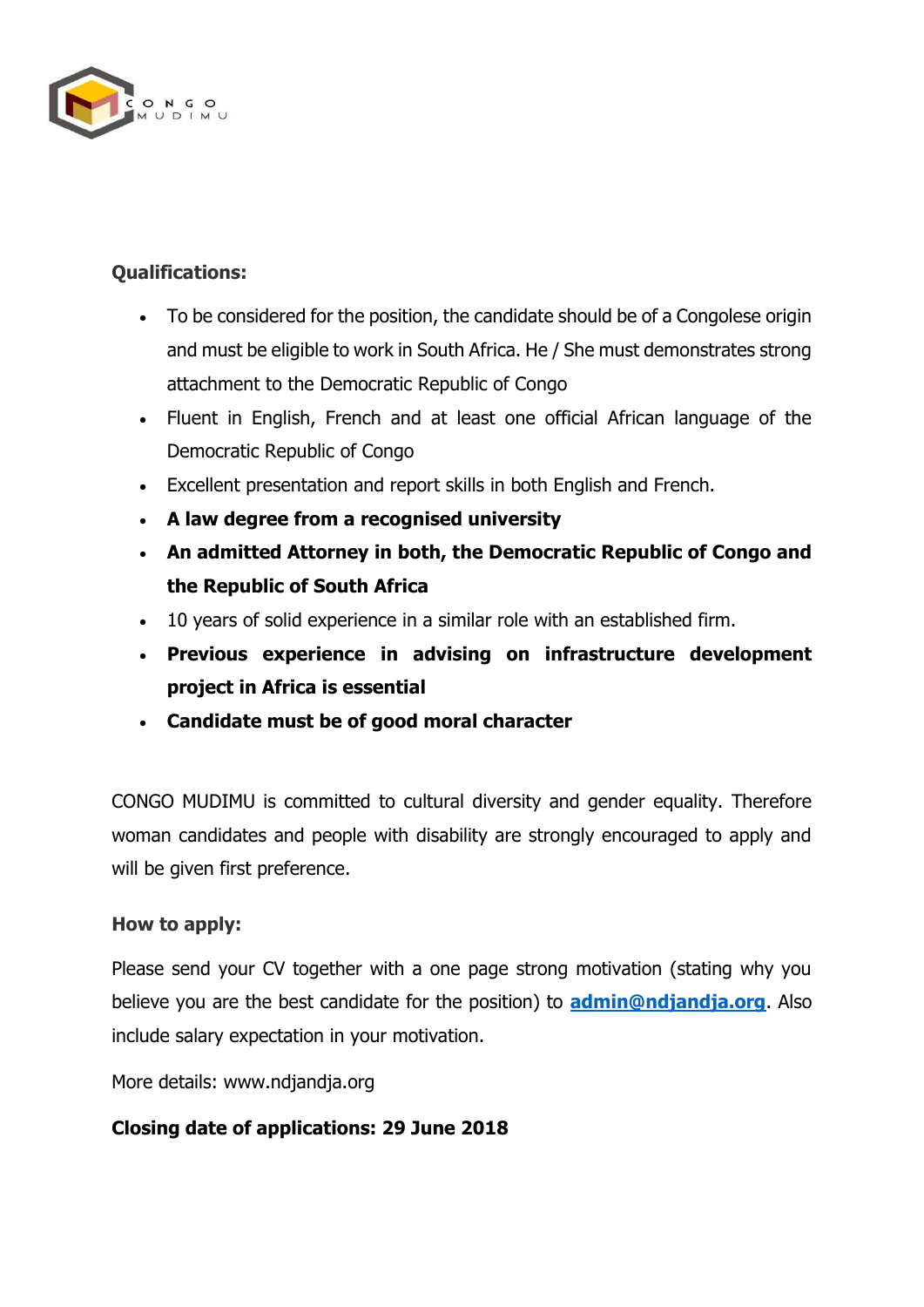**Qualifications:**

- To be considered for the position, the candidate should be of a Congolese origin and must be eligible to work in South Africa. He / She must demonstrates strong attachment to the Democratic Republic of Congo
- Fluent in English, French and at least one official African language of the Democratic Republic of Congo
- Excellent presentation and report skills in both English and French.
- **A law degree from a recognised university**
- **An admitted Attorney in both, the Democratic Republic of Congo and the Republic of South Africa**
- 10 years of solid experience in a similar role with an established firm.
- **Previous experience in advising on infrastructure development project in Africa is essential**
- **Candidate must be of good moral character**

CONGO MUDIMU is committed to cultural diversity and gender equality. Therefore woman candidates and people with disability are strongly encouraged to apply and will be given first preference.

**How to apply:**

Please send your CV together with a one page strong motivation (stating why you believe you are the best candidate for the position) to **admin@ndjandja.org**. Also include salary expectation in your motivation.

More details: www.ndjandja.org

**Closing date of applications: 29 June 2018**